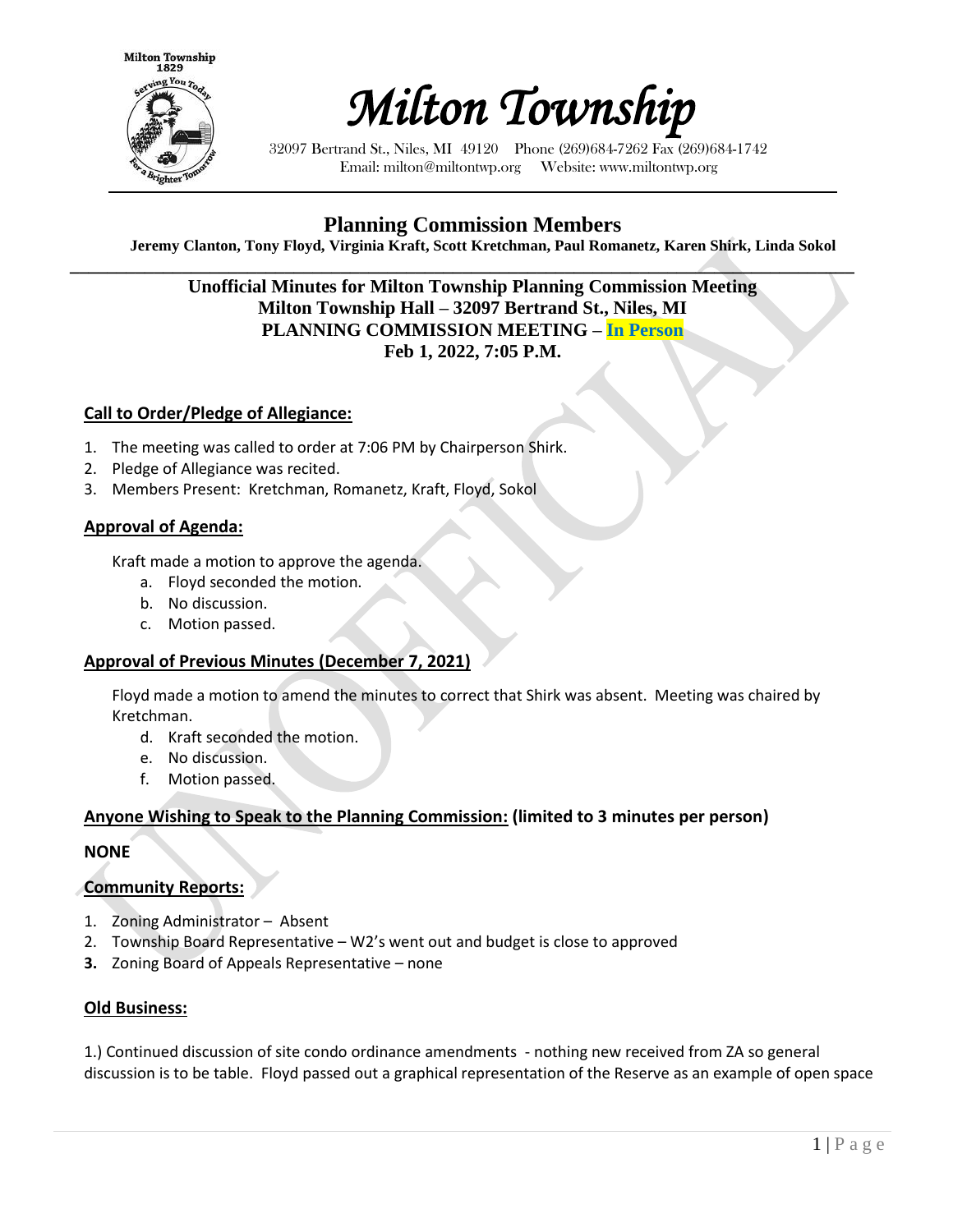# Milton Township

32097 Bertrand St., Niles, MI 49120 Phone (269)684-7262 Fax (269)684-1742
Email: milton@miltontwp.org Website: www.miltontwp.org

## Planning Commission Members

**Jeremy Clanton, Tony Floyd, Virginia Kraft, Scott Kretchman, Paul Romanetz, Karen Shirk, Linda Sokol**

**Unofficial Minutes for Milton Township Planning Commission Meeting**
**Milton Township Hall – 32097 Bertrand St., Niles, MI**
**PLANNING COMMISSION MEETING – In Person**
**Feb 1, 2022, 7:05 P.M.**

### Call to Order/Pledge of Allegiance:

1. The meeting was called to order at 7:06 PM by Chairperson Shirk.
2. Pledge of Allegiance was recited.
3. Members Present: Kretchman, Romanetz, Kraft, Floyd, Sokol

### Approval of Agenda:

Kraft made a motion to approve the agenda.

a. Floyd seconded the motion.
b. No discussion.
c. Motion passed.

### Approval of Previous Minutes (December 7, 2021)

Floyd made a motion to amend the minutes to correct that Shirk was absent. Meeting was chaired by Kretchman.

d. Kraft seconded the motion.
e. No discussion.
f. Motion passed.

### Anyone Wishing to Speak to the Planning Commission: (limited to 3 minutes per person)

**NONE**

### Community Reports:

1. Zoning Administrator – Absent
2. Township Board Representative – W2's went out and budget is close to approved
3. Zoning Board of Appeals Representative – none

### Old Business:

1.) Continued discussion of site condo ordinance amendments - nothing new received from ZA so general discussion is to be table. Floyd passed out a graphical representation of the Reserve as an example of open space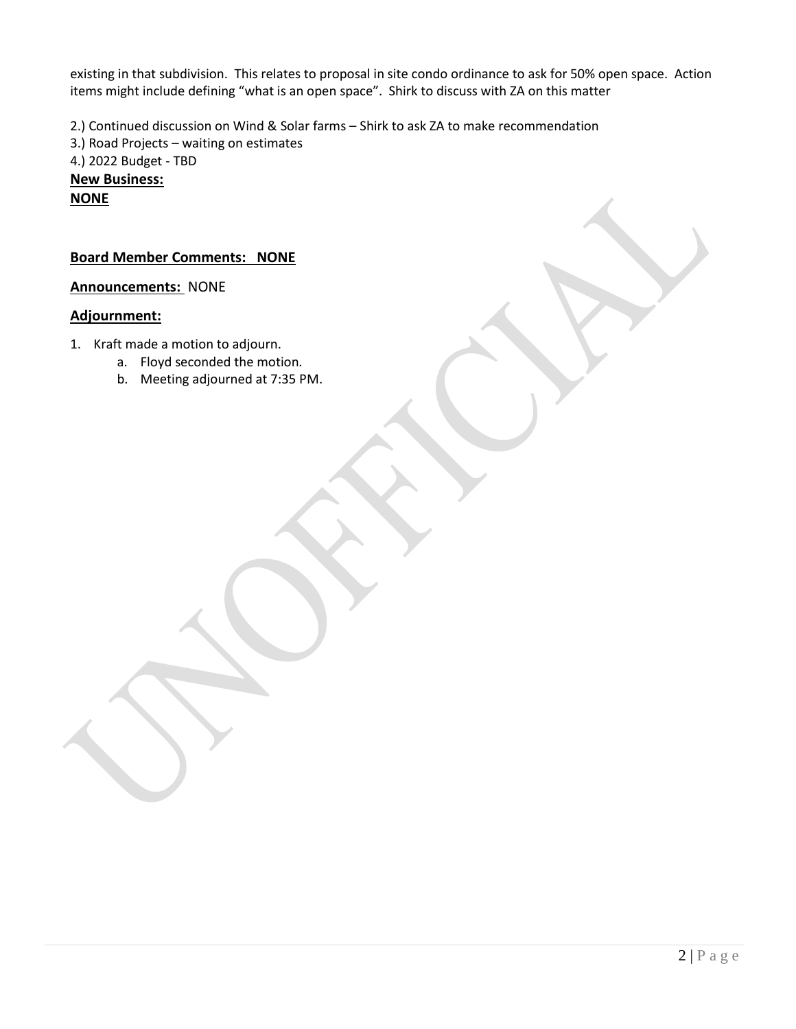existing in that subdivision. This relates to proposal in site condo ordinance to ask for 50% open space. Action items might include defining "what is an open space". Shirk to discuss with ZA on this matter

2.) Continued discussion on Wind & Solar farms – Shirk to ask ZA to make recommendation
3.) Road Projects – waiting on estimates
4.) 2022 Budget - TBD

**New Business:**

**NONE**

**Board Member Comments: NONE**

**Announcements:** NONE

**Adjournment:**

1. Kraft made a motion to adjourn.
   a. Floyd seconded the motion.
   b. Meeting adjourned at 7:35 PM.